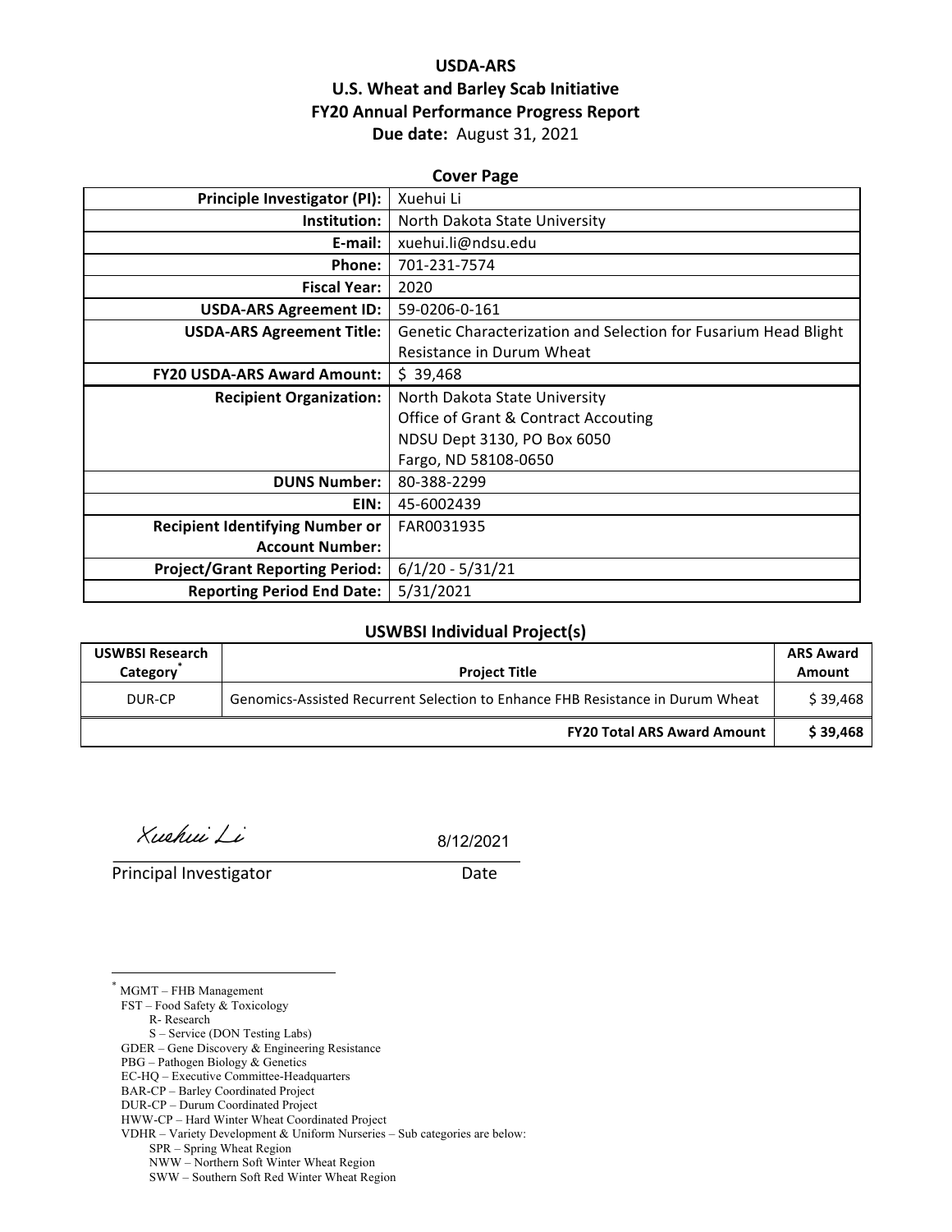# USDA-ARS
# U.S. Wheat and Barley Scab Initiative
# FY20 Annual Performance Progress Report
**Due date:** August 31, 2021

## Cover Page

| | |
|---|---|
| **Principle Investigator (PI):** | Xuehui Li |
| **Institution:** | North Dakota State University |
| **E-mail:** | xuehui.li@ndsu.edu |
| **Phone:** | 701-231-7574 |
| **Fiscal Year:** | 2020 |
| **USDA-ARS Agreement ID:** | 59-0206-0-161 |
| **USDA-ARS Agreement Title:** | Genetic Characterization and Selection for Fusarium Head Blight Resistance in Durum Wheat |
| **FY20 USDA-ARS Award Amount:** | $ 39,468 |
| **Recipient Organization:** | North Dakota State University<br>Office of Grant & Contract Accouting<br>NDSU Dept 3130, PO Box 6050<br>Fargo, ND 58108-0650 |
| **DUNS Number:** | 80-388-2299 |
| **EIN:** | 45-6002439 |
| **Recipient Identifying Number or Account Number:** | FAR0031935 |
| **Project/Grant Reporting Period:** | 6/1/20 - 5/31/21 |
| **Reporting Period End Date:** | 5/31/2021 |

## USWBSI Individual Project(s)

| USWBSI Research Category* | Project Title | ARS Award Amount |
|---|---|---|
| DUR-CP | Genomics-Assisted Recurrent Selection to Enhance FHB Resistance in Durum Wheat | $ 39,468 |
| | **FY20 Total ARS Award Amount** | **$ 39,468** |

Xuehui Li &nbsp;&nbsp;&nbsp;&nbsp;&nbsp;&nbsp;&nbsp;&nbsp;&nbsp;&nbsp; 8/12/2021

Principal Investigator &nbsp;&nbsp;&nbsp;&nbsp;&nbsp;&nbsp;&nbsp;&nbsp;&nbsp;&nbsp; Date

---

* MGMT – FHB Management
FST – Food Safety & Toxicology
- R- Research
- S – Service (DON Testing Labs)

GDER – Gene Discovery & Engineering Resistance
PBG – Pathogen Biology & Genetics
EC-HQ – Executive Committee-Headquarters
BAR-CP – Barley Coordinated Project
DUR-CP – Durum Coordinated Project
HWW-CP – Hard Winter Wheat Coordinated Project
VDHR – Variety Development & Uniform Nurseries – Sub categories are below:
- SPR – Spring Wheat Region
- NWW – Northern Soft Winter Wheat Region
- SWW – Southern Soft Red Winter Wheat Region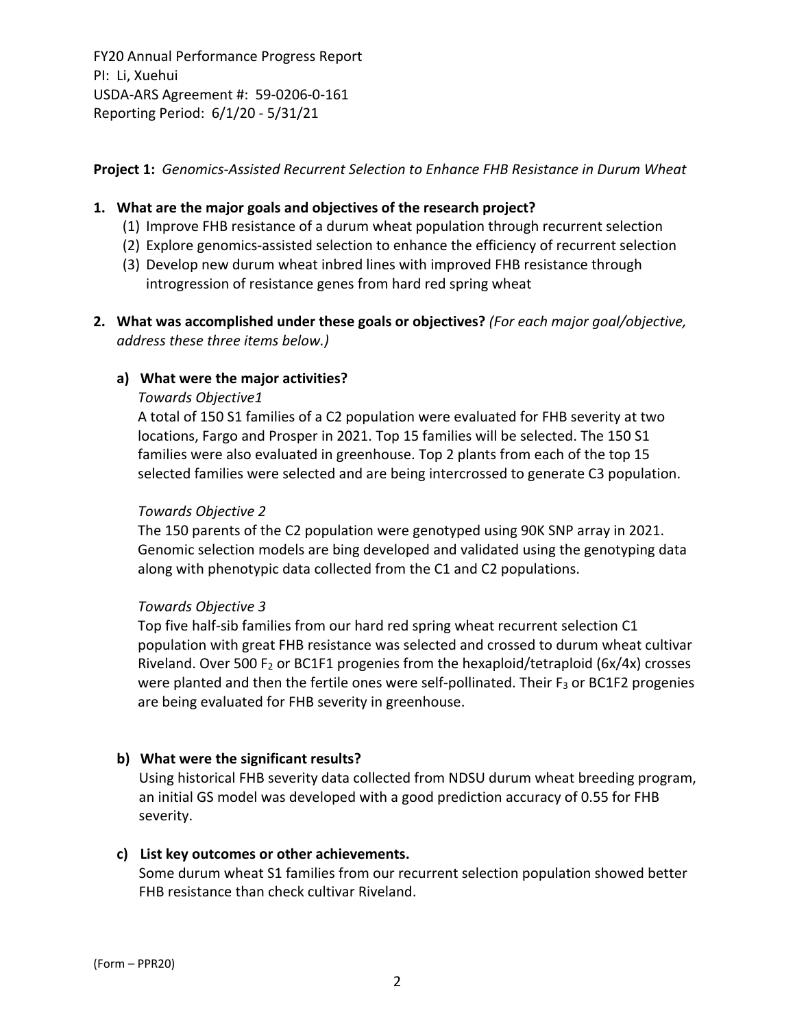FY20 Annual Performance Progress Report
PI: Li, Xuehui
USDA-ARS Agreement #: 59-0206-0-161
Reporting Period: 6/1/20 - 5/31/21

**Project 1:** *Genomics-Assisted Recurrent Selection to Enhance FHB Resistance in Durum Wheat*

**1. What are the major goals and objectives of the research project?**

(1) Improve FHB resistance of a durum wheat population through recurrent selection
(2) Explore genomics-assisted selection to enhance the efficiency of recurrent selection
(3) Develop new durum wheat inbred lines with improved FHB resistance through introgression of resistance genes from hard red spring wheat

**2. What was accomplished under these goals or objectives?** *(For each major goal/objective, address these three items below.)*

**a) What were the major activities?**

*Towards Objective1*

A total of 150 S1 families of a C2 population were evaluated for FHB severity at two locations, Fargo and Prosper in 2021. Top 15 families will be selected. The 150 S1 families were also evaluated in greenhouse. Top 2 plants from each of the top 15 selected families were selected and are being intercrossed to generate C3 population.

*Towards Objective 2*

The 150 parents of the C2 population were genotyped using 90K SNP array in 2021. Genomic selection models are bing developed and validated using the genotyping data along with phenotypic data collected from the C1 and C2 populations.

*Towards Objective 3*

Top five half-sib families from our hard red spring wheat recurrent selection C1 population with great FHB resistance was selected and crossed to durum wheat cultivar Riveland. Over 500 $F_2$ or BC1F1 progenies from the hexaploid/tetraploid (6x/4x) crosses were planted and then the fertile ones were self-pollinated. Their $F_3$ or BC1F2 progenies are being evaluated for FHB severity in greenhouse.

**b) What were the significant results?**

Using historical FHB severity data collected from NDSU durum wheat breeding program, an initial GS model was developed with a good prediction accuracy of 0.55 for FHB severity.

**c) List key outcomes or other achievements.**

Some durum wheat S1 families from our recurrent selection population showed better FHB resistance than check cultivar Riveland.

(Form – PPR20)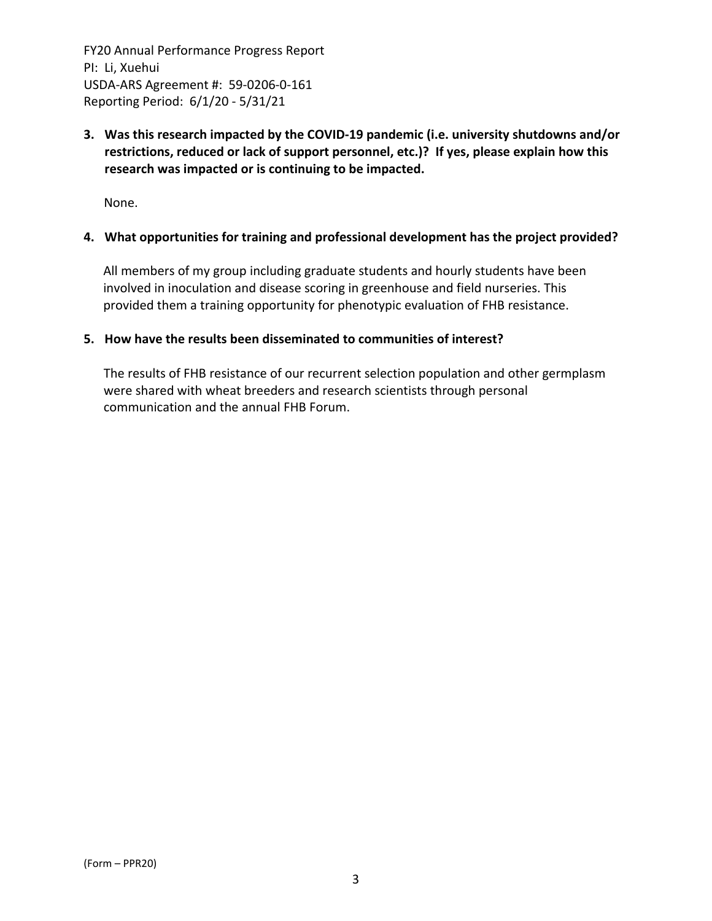**3. Was this research impacted by the COVID-19 pandemic (i.e. university shutdowns and/or restrictions, reduced or lack of support personnel, etc.)? If yes, please explain how this research was impacted or is continuing to be impacted.**

None.

**4. What opportunities for training and professional development has the project provided?**

All members of my group including graduate students and hourly students have been involved in inoculation and disease scoring in greenhouse and field nurseries. This provided them a training opportunity for phenotypic evaluation of FHB resistance.

**5. How have the results been disseminated to communities of interest?**

The results of FHB resistance of our recurrent selection population and other germplasm were shared with wheat breeders and research scientists through personal communication and the annual FHB Forum.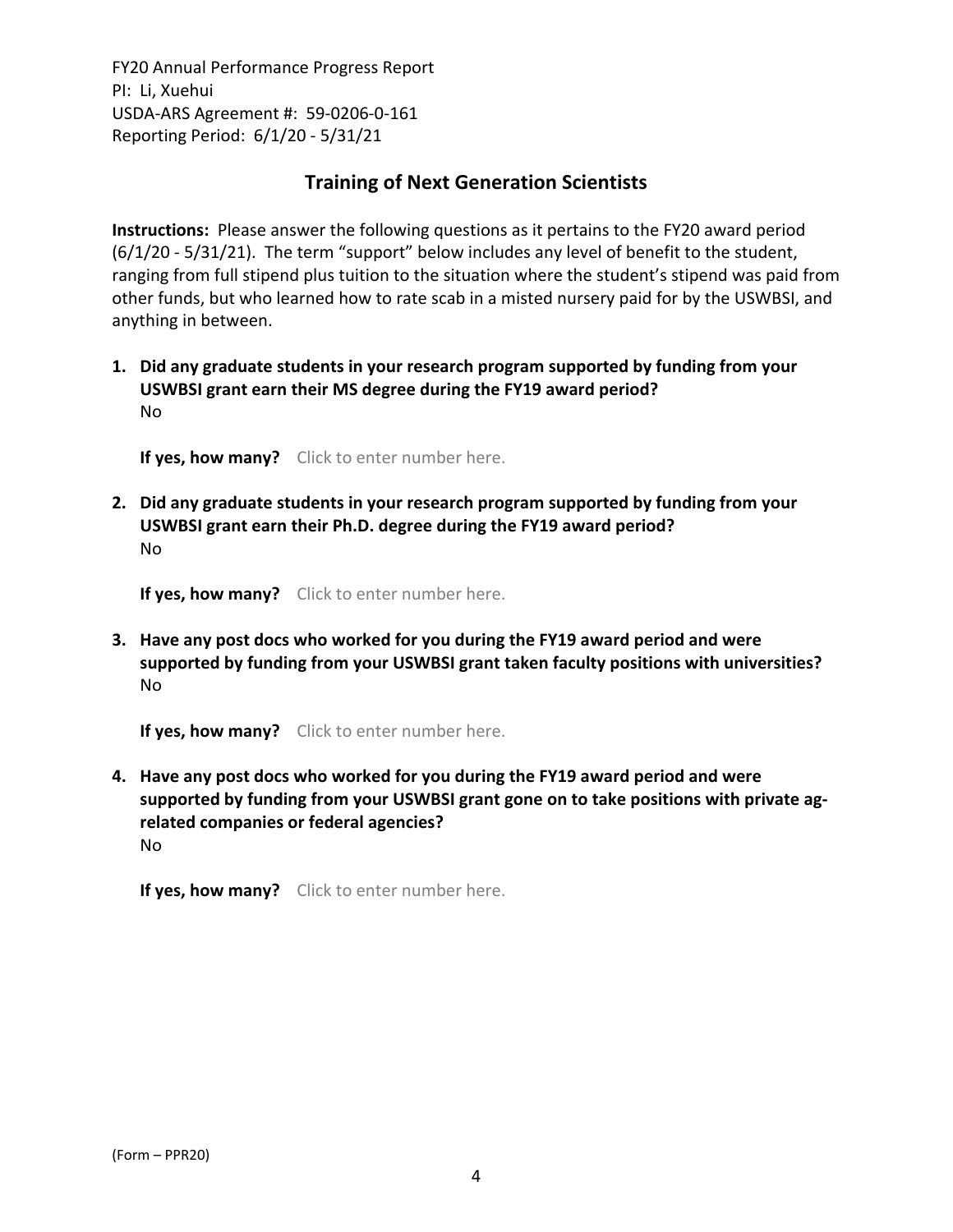## Training of Next Generation Scientists

**Instructions:** Please answer the following questions as it pertains to the FY20 award period (6/1/20 - 5/31/21). The term "support" below includes any level of benefit to the student, ranging from full stipend plus tuition to the situation where the student's stipend was paid from other funds, but who learned how to rate scab in a misted nursery paid for by the USWBSI, and anything in between.

1. **Did any graduate students in your research program supported by funding from your USWBSI grant earn their MS degree during the FY19 award period?**
   No

   **If yes, how many?** Click to enter number here.

2. **Did any graduate students in your research program supported by funding from your USWBSI grant earn their Ph.D. degree during the FY19 award period?**
   No

   **If yes, how many?** Click to enter number here.

3. **Have any post docs who worked for you during the FY19 award period and were supported by funding from your USWBSI grant taken faculty positions with universities?**
   No

   **If yes, how many?** Click to enter number here.

4. **Have any post docs who worked for you during the FY19 award period and were supported by funding from your USWBSI grant gone on to take positions with private ag-related companies or federal agencies?**
   No

   **If yes, how many?** Click to enter number here.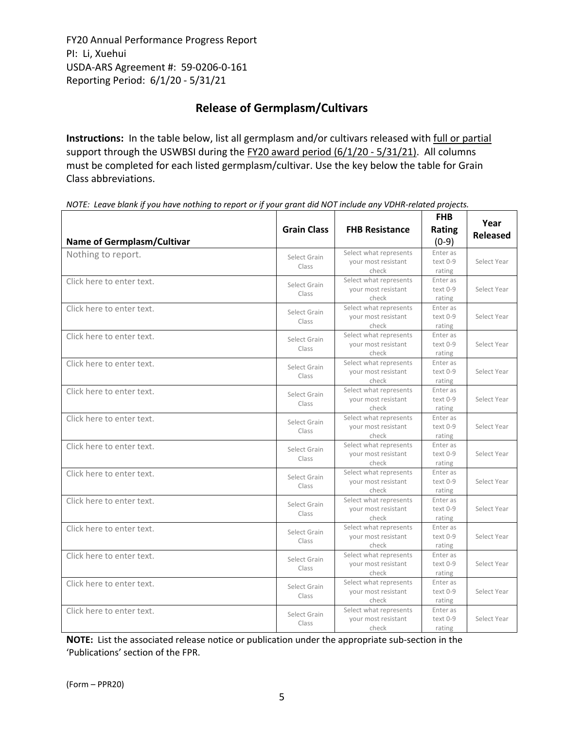FY20 Annual Performance Progress Report
PI: Li, Xuehui
USDA-ARS Agreement #: 59-0206-0-161
Reporting Period: 6/1/20 - 5/31/21

## Release of Germplasm/Cultivars

**Instructions:** In the table below, list all germplasm and/or cultivars released with full or partial support through the USWBSI during the FY20 award period (6/1/20 - 5/31/21). All columns must be completed for each listed germplasm/cultivar. Use the key below the table for Grain Class abbreviations.

*NOTE: Leave blank if you have nothing to report or if your grant did NOT include any VDHR-related projects.*

| Name of Germplasm/Cultivar | Grain Class | FHB Resistance | FHB Rating (0-9) | Year Released |
|---|---|---|---|---|
| Nothing to report. | Select Grain Class | Select what represents your most resistant check | Enter as text 0-9 rating | Select Year |
| Click here to enter text. | Select Grain Class | Select what represents your most resistant check | Enter as text 0-9 rating | Select Year |
| Click here to enter text. | Select Grain Class | Select what represents your most resistant check | Enter as text 0-9 rating | Select Year |
| Click here to enter text. | Select Grain Class | Select what represents your most resistant check | Enter as text 0-9 rating | Select Year |
| Click here to enter text. | Select Grain Class | Select what represents your most resistant check | Enter as text 0-9 rating | Select Year |
| Click here to enter text. | Select Grain Class | Select what represents your most resistant check | Enter as text 0-9 rating | Select Year |
| Click here to enter text. | Select Grain Class | Select what represents your most resistant check | Enter as text 0-9 rating | Select Year |
| Click here to enter text. | Select Grain Class | Select what represents your most resistant check | Enter as text 0-9 rating | Select Year |
| Click here to enter text. | Select Grain Class | Select what represents your most resistant check | Enter as text 0-9 rating | Select Year |
| Click here to enter text. | Select Grain Class | Select what represents your most resistant check | Enter as text 0-9 rating | Select Year |
| Click here to enter text. | Select Grain Class | Select what represents your most resistant check | Enter as text 0-9 rating | Select Year |
| Click here to enter text. | Select Grain Class | Select what represents your most resistant check | Enter as text 0-9 rating | Select Year |
| Click here to enter text. | Select Grain Class | Select what represents your most resistant check | Enter as text 0-9 rating | Select Year |
| Click here to enter text. | Select Grain Class | Select what represents your most resistant check | Enter as text 0-9 rating | Select Year |

**NOTE:** List the associated release notice or publication under the appropriate sub-section in the 'Publications' section of the FPR.

(Form – PPR20)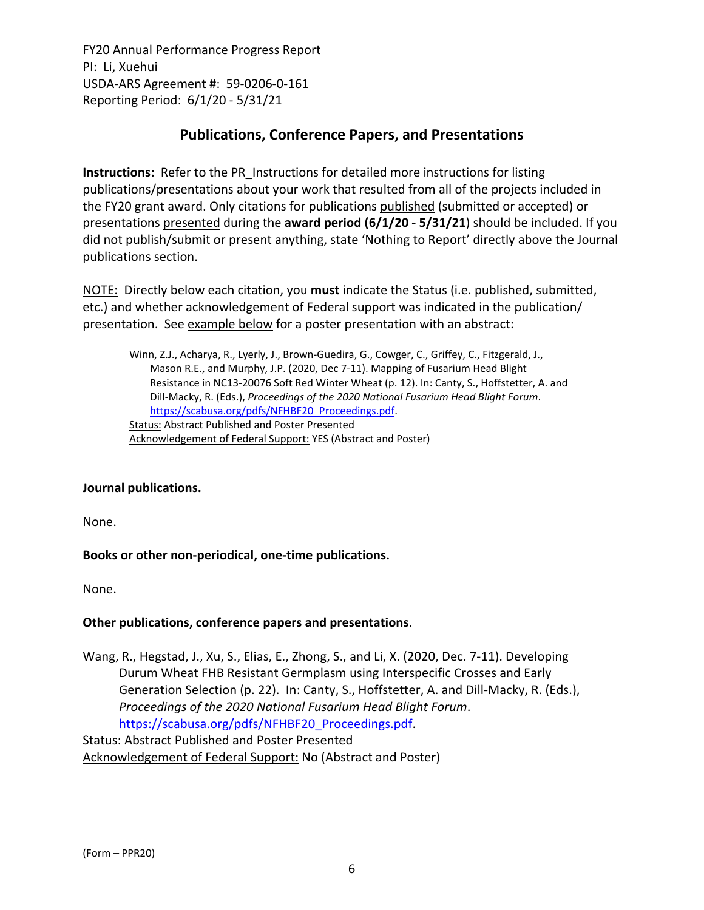FY20 Annual Performance Progress Report
PI: Li, Xuehui
USDA-ARS Agreement #: 59-0206-0-161
Reporting Period: 6/1/20 - 5/31/21

## Publications, Conference Papers, and Presentations

**Instructions:** Refer to the PR_Instructions for detailed more instructions for listing publications/presentations about your work that resulted from all of the projects included in the FY20 grant award. Only citations for publications published (submitted or accepted) or presentations presented during the **award period (6/1/20 - 5/31/21)** should be included. If you did not publish/submit or present anything, state 'Nothing to Report' directly above the Journal publications section.

NOTE: Directly below each citation, you **must** indicate the Status (i.e. published, submitted, etc.) and whether acknowledgement of Federal support was indicated in the publication/presentation. See example below for a poster presentation with an abstract:

> Winn, Z.J., Acharya, R., Lyerly, J., Brown-Guedira, G., Cowger, C., Griffey, C., Fitzgerald, J., Mason R.E., and Murphy, J.P. (2020, Dec 7-11). Mapping of Fusarium Head Blight Resistance in NC13-20076 Soft Red Winter Wheat (p. 12). In: Canty, S., Hoffstetter, A. and Dill-Macky, R. (Eds.), *Proceedings of the 2020 National Fusarium Head Blight Forum*. https://scabusa.org/pdfs/NFHBF20_Proceedings.pdf.
> Status: Abstract Published and Poster Presented
> Acknowledgement of Federal Support: YES (Abstract and Poster)

**Journal publications.**

None.

**Books or other non-periodical, one-time publications.**

None.

**Other publications, conference papers and presentations**.

Wang, R., Hegstad, J., Xu, S., Elias, E., Zhong, S., and Li, X. (2020, Dec. 7-11). Developing Durum Wheat FHB Resistant Germplasm using Interspecific Crosses and Early Generation Selection (p. 22). In: Canty, S., Hoffstetter, A. and Dill-Macky, R. (Eds.), *Proceedings of the 2020 National Fusarium Head Blight Forum*. https://scabusa.org/pdfs/NFHBF20_Proceedings.pdf.
Status: Abstract Published and Poster Presented
Acknowledgement of Federal Support: No (Abstract and Poster)

(Form – PPR20)